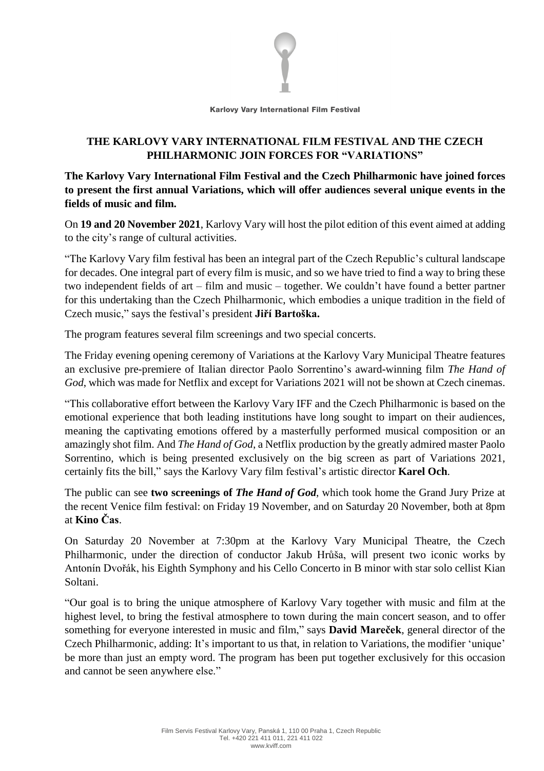Karlovy Vary International Film Festival

# THE KARLOVY VARY INTERNATIONAL FILM FESTIVAL AND THE CZECH PHILHARMONIC JOIN FORCES FOR "VARIATIONS"

**The Karlovy Vary International Film Festival and the Czech Philharmonic have joined forces to present the first annual Variations, which will offer audiences several unique events in the fields of music and film.**

On **19 and 20 November 2021**, Karlovy Vary will host the pilot edition of this event aimed at adding to the city's range of cultural activities.

"The Karlovy Vary film festival has been an integral part of the Czech Republic's cultural landscape for decades. One integral part of every film is music, and so we have tried to find a way to bring these two independent fields of art – film and music – together. We couldn't have found a better partner for this undertaking than the Czech Philharmonic, which embodies a unique tradition in the field of Czech music," says the festival's president **Jiří Bartoška.**

The program features several film screenings and two special concerts.

The Friday evening opening ceremony of Variations at the Karlovy Vary Municipal Theatre features an exclusive pre-premiere of Italian director Paolo Sorrentino's award-winning film *The Hand of God*, which was made for Netflix and except for Variations 2021 will not be shown at Czech cinemas.

"This collaborative effort between the Karlovy Vary IFF and the Czech Philharmonic is based on the emotional experience that both leading institutions have long sought to impart on their audiences, meaning the captivating emotions offered by a masterfully performed musical composition or an amazingly shot film. And *The Hand of God*, a Netflix production by the greatly admired master Paolo Sorrentino, which is being presented exclusively on the big screen as part of Variations 2021, certainly fits the bill," says the Karlovy Vary film festival's artistic director **Karel Och**.

The public can see **two screenings of *The Hand of God***, which took home the Grand Jury Prize at the recent Venice film festival: on Friday 19 November, and on Saturday 20 November, both at 8pm at **Kino Čas**.

On Saturday 20 November at 7:30pm at the Karlovy Vary Municipal Theatre, the Czech Philharmonic, under the direction of conductor Jakub Hrůša, will present two iconic works by Antonín Dvořák, his Eighth Symphony and his Cello Concerto in B minor with star solo cellist Kian Soltani.

"Our goal is to bring the unique atmosphere of Karlovy Vary together with music and film at the highest level, to bring the festival atmosphere to town during the main concert season, and to offer something for everyone interested in music and film," says **David Mareček**, general director of the Czech Philharmonic, adding: It's important to us that, in relation to Variations, the modifier 'unique' be more than just an empty word. The program has been put together exclusively for this occasion and cannot be seen anywhere else."

Film Servis Festival Karlovy Vary, Panská 1, 110 00 Praha 1, Czech Republic
Tel. +420 221 411 011, 221 411 022
www.kviff.com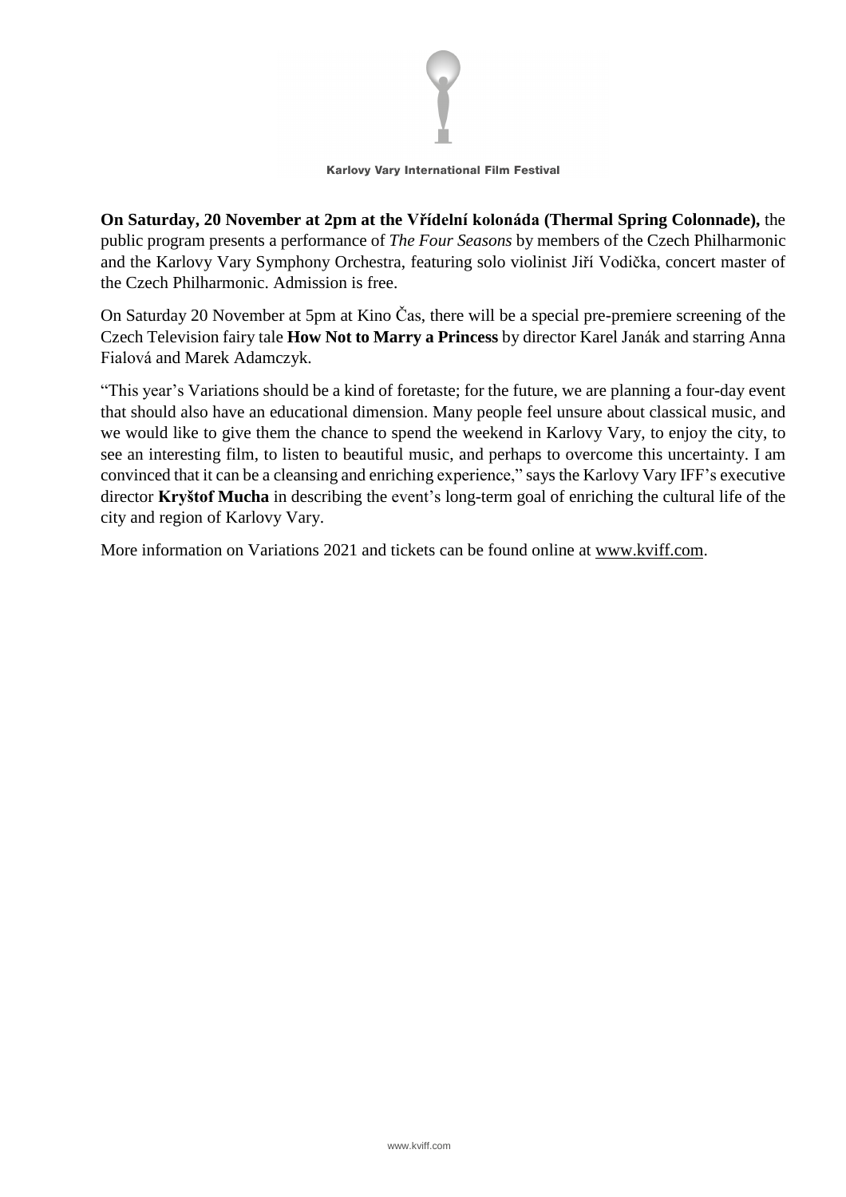**On Saturday, 20 November at 2pm at the Vřídelní kolonáda (Thermal Spring Colonnade),** the public program presents a performance of *The Four Seasons* by members of the Czech Philharmonic and the Karlovy Vary Symphony Orchestra, featuring solo violinist Jiří Vodička, concert master of the Czech Philharmonic. Admission is free.

On Saturday 20 November at 5pm at Kino Čas, there will be a special pre-premiere screening of the Czech Television fairy tale **How Not to Marry a Princess** by director Karel Janák and starring Anna Fialová and Marek Adamczyk.

"This year's Variations should be a kind of foretaste; for the future, we are planning a four-day event that should also have an educational dimension. Many people feel unsure about classical music, and we would like to give them the chance to spend the weekend in Karlovy Vary, to enjoy the city, to see an interesting film, to listen to beautiful music, and perhaps to overcome this uncertainty. I am convinced that it can be a cleansing and enriching experience," says the Karlovy Vary IFF's executive director **Kryštof Mucha** in describing the event's long-term goal of enriching the cultural life of the city and region of Karlovy Vary.

More information on Variations 2021 and tickets can be found online at www.kviff.com.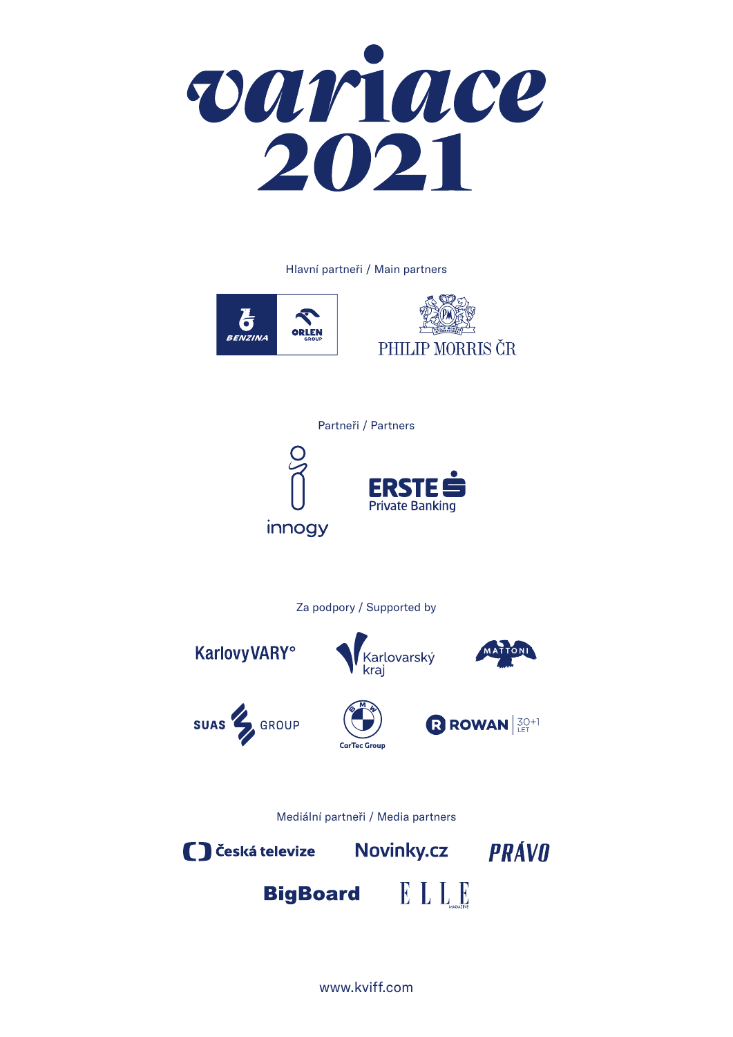# variace 2021

Hlavní partneři / Main partners

BENZINA ORLEN GROUP

PHILIP MORRIS ČR

Partneři / Partners

innogy

ERSTE Private Banking

Za podpory / Supported by

Karlovy VARY°

Karlovarský kraj

MATTONI

SUAS GROUP

CarTec Group

ROWAN 30+1 LET

Mediální partneři / Media partners

Česká televize

Novinky.cz

PRÁVO

BigBoard

ELLE

www.kviff.com